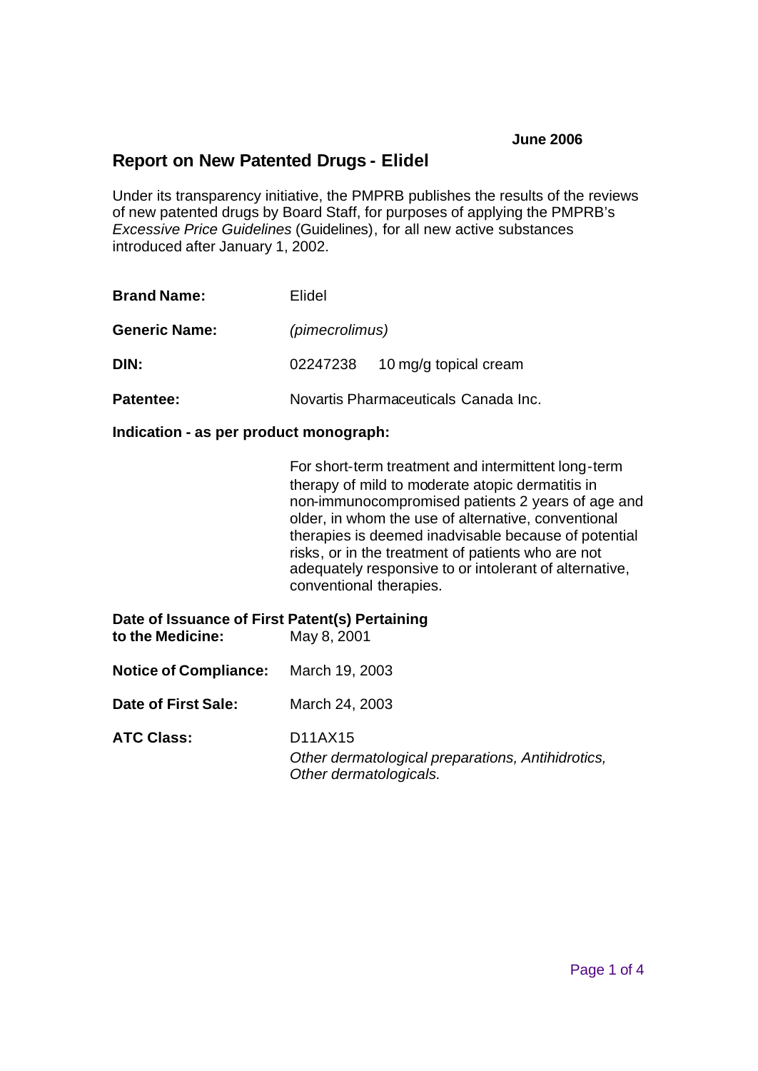**June 2006**

## Report on New Patented Drugs - Elidel

Under its transparency initiative, the PMPRB publishes the results of the reviews of new patented drugs by Board Staff, for purposes of applying the PMPRB's *Excessive Price Guidelines* (Guidelines), for all new active substances introduced after January 1, 2002.

**Brand Name:** Elidel

**Generic Name:** *(pimecrolimus)*

**DIN:** 02247238 10 mg/g topical cream

**Patentee:** Novartis Pharmaceuticals Canada Inc.

**Indication - as per product monograph:**

For short-term treatment and intermittent long-term therapy of mild to moderate atopic dermatitis in non-immunocompromised patients 2 years of age and older, in whom the use of alternative, conventional therapies is deemed inadvisable because of potential risks, or in the treatment of patients who are not adequately responsive to or intolerant of alternative, conventional therapies.

**Date of Issuance of First Patent(s) Pertaining to the Medicine:** May 8, 2001

**Notice of Compliance:** March 19, 2003

**Date of First Sale:** March 24, 2003

**ATC Class:** D11AX15
*Other dermatological preparations, Antihidrotics, Other dermatologicals.*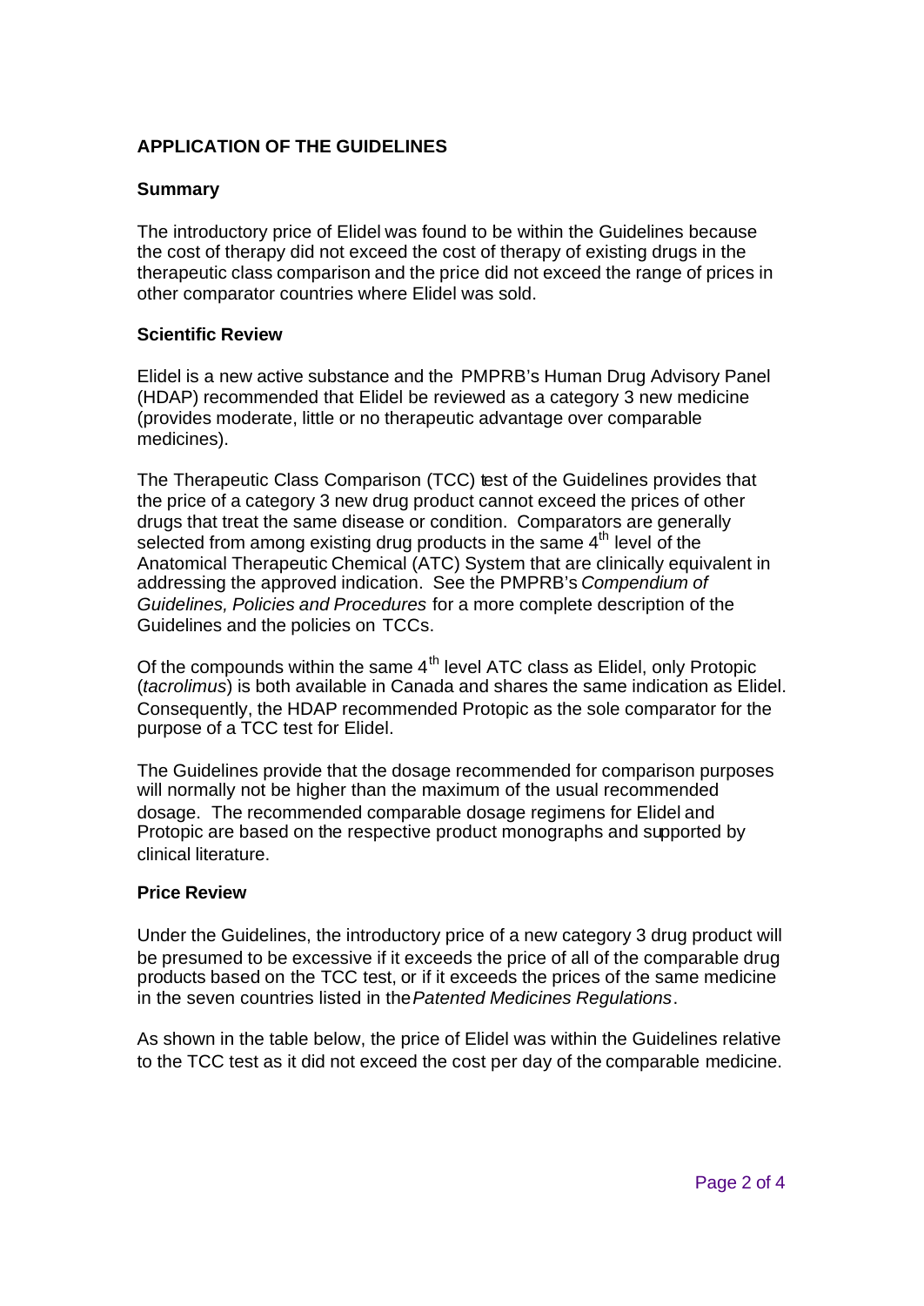## APPLICATION OF THE GUIDELINES

### Summary

The introductory price of Elidel was found to be within the Guidelines because the cost of therapy did not exceed the cost of therapy of existing drugs in the therapeutic class comparison and the price did not exceed the range of prices in other comparator countries where Elidel was sold.

### Scientific Review

Elidel is a new active substance and the PMPRB's Human Drug Advisory Panel (HDAP) recommended that Elidel be reviewed as a category 3 new medicine (provides moderate, little or no therapeutic advantage over comparable medicines).

The Therapeutic Class Comparison (TCC) test of the Guidelines provides that the price of a category 3 new drug product cannot exceed the prices of other drugs that treat the same disease or condition. Comparators are generally selected from among existing drug products in the same 4th level of the Anatomical Therapeutic Chemical (ATC) System that are clinically equivalent in addressing the approved indication. See the PMPRB's *Compendium of Guidelines, Policies and Procedures* for a more complete description of the Guidelines and the policies on TCCs.

Of the compounds within the same 4th level ATC class as Elidel, only Protopic (*tacrolimus*) is both available in Canada and shares the same indication as Elidel. Consequently, the HDAP recommended Protopic as the sole comparator for the purpose of a TCC test for Elidel.

The Guidelines provide that the dosage recommended for comparison purposes will normally not be higher than the maximum of the usual recommended dosage. The recommended comparable dosage regimens for Elidel and Protopic are based on the respective product monographs and supported by clinical literature.

### Price Review

Under the Guidelines, the introductory price of a new category 3 drug product will be presumed to be excessive if it exceeds the price of all of the comparable drug products based on the TCC test, or if it exceeds the prices of the same medicine in the seven countries listed in the *Patented Medicines Regulations*.

As shown in the table below, the price of Elidel was within the Guidelines relative to the TCC test as it did not exceed the cost per day of the comparable medicine.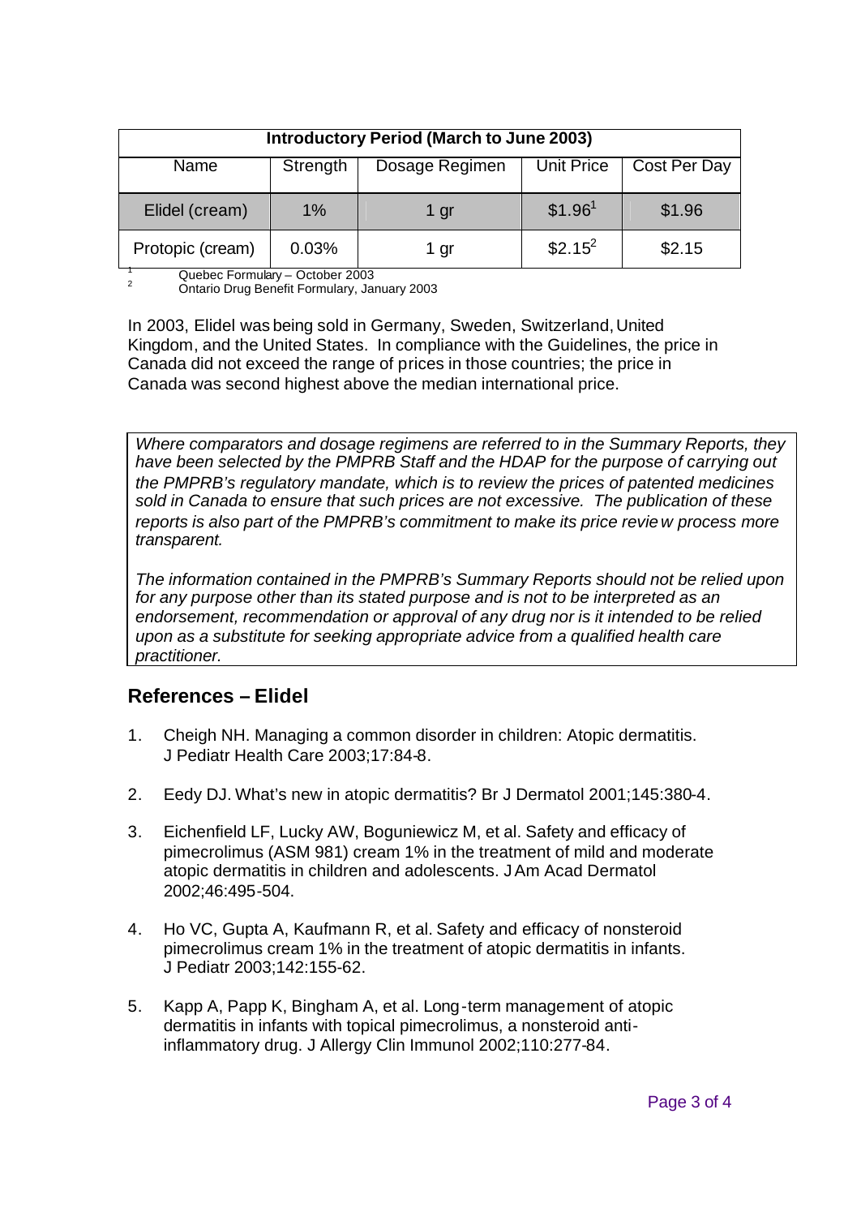| Introductory Period (March to June 2003) | | | | |
|---|---|---|---|---|
| Name | Strength | Dosage Regimen | Unit Price | Cost Per Day |
| Elidel (cream) | 1% | 1 gr | $1.96[1] | $1.96 |
| Protopic (cream) | 0.03% | 1 gr | $2.15[2] | $2.15 |

[1] Quebec Formulary – October 2003
[2] Ontario Drug Benefit Formulary, January 2003

In 2003, Elidel was being sold in Germany, Sweden, Switzerland, United Kingdom, and the United States. In compliance with the Guidelines, the price in Canada did not exceed the range of prices in those countries; the price in Canada was second highest above the median international price.

*Where comparators and dosage regimens are referred to in the Summary Reports, they have been selected by the PMPRB Staff and the HDAP for the purpose of carrying out the PMPRB's regulatory mandate, which is to review the prices of patented medicines sold in Canada to ensure that such prices are not excessive. The publication of these reports is also part of the PMPRB's commitment to make its price review process more transparent.*

*The information contained in the PMPRB's Summary Reports should not be relied upon for any purpose other than its stated purpose and is not to be interpreted as an endorsement, recommendation or approval of any drug nor is it intended to be relied upon as a substitute for seeking appropriate advice from a qualified health care practitioner.*

## References – Elidel

1. Cheigh NH. Managing a common disorder in children: Atopic dermatitis. J Pediatr Health Care 2003;17:84-8.
2. Eedy DJ. What's new in atopic dermatitis? Br J Dermatol 2001;145:380-4.
3. Eichenfield LF, Lucky AW, Boguniewicz M, et al. Safety and efficacy of pimecrolimus (ASM 981) cream 1% in the treatment of mild and moderate atopic dermatitis in children and adolescents. J Am Acad Dermatol 2002;46:495-504.
4. Ho VC, Gupta A, Kaufmann R, et al. Safety and efficacy of nonsteroid pimecrolimus cream 1% in the treatment of atopic dermatitis in infants. J Pediatr 2003;142:155-62.
5. Kapp A, Papp K, Bingham A, et al. Long-term management of atopic dermatitis in infants with topical pimecrolimus, a nonsteroid anti-inflammatory drug. J Allergy Clin Immunol 2002;110:277-84.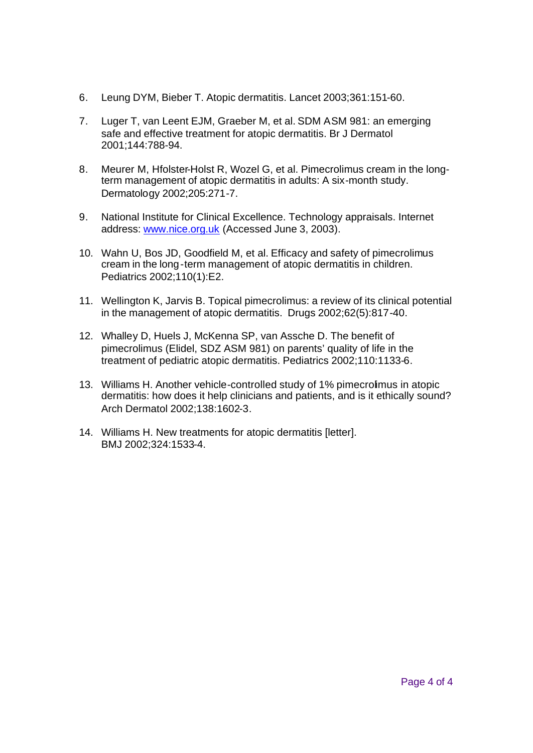6. Leung DYM, Bieber T. Atopic dermatitis. Lancet 2003;361:151-60.

7. Luger T, van Leent EJM, Graeber M, et al. SDM ASM 981: an emerging safe and effective treatment for atopic dermatitis. Br J Dermatol 2001;144:788-94.

8. Meurer M, Hfolster-Holst R, Wozel G, et al. Pimecrolimus cream in the long-term management of atopic dermatitis in adults: A six-month study. Dermatology 2002;205:271-7.

9. National Institute for Clinical Excellence. Technology appraisals. Internet address: www.nice.org.uk (Accessed June 3, 2003).

10. Wahn U, Bos JD, Goodfield M, et al. Efficacy and safety of pimecrolimus cream in the long-term management of atopic dermatitis in children. Pediatrics 2002;110(1):E2.

11. Wellington K, Jarvis B. Topical pimecrolimus: a review of its clinical potential in the management of atopic dermatitis. Drugs 2002;62(5):817-40.

12. Whalley D, Huels J, McKenna SP, van Assche D. The benefit of pimecrolimus (Elidel, SDZ ASM 981) on parents' quality of life in the treatment of pediatric atopic dermatitis. Pediatrics 2002;110:1133-6.

13. Williams H. Another vehicle-controlled study of 1% pimecrolimus in atopic dermatitis: how does it help clinicians and patients, and is it ethically sound? Arch Dermatol 2002;138:1602-3.

14. Williams H. New treatments for atopic dermatitis [letter]. BMJ 2002;324:1533-4.